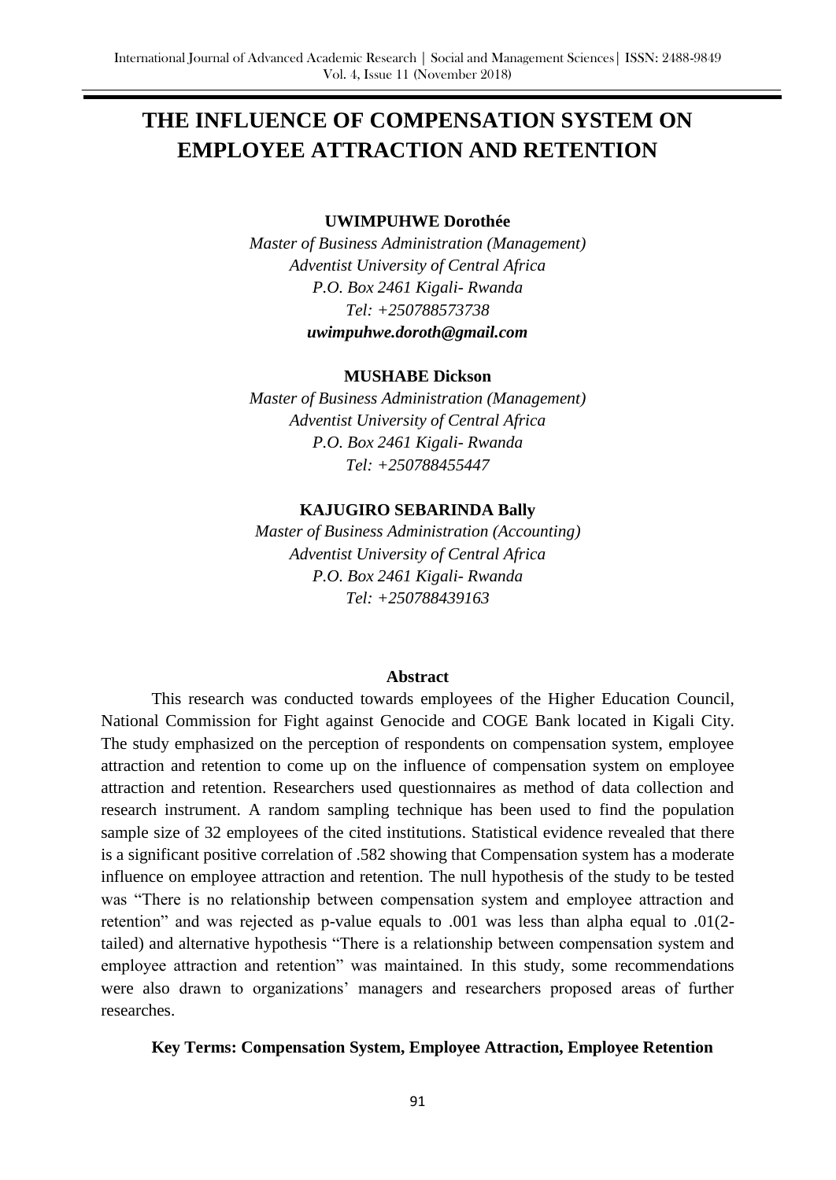# THE INFLUENCE OF COMPENSATION SYSTEM ON EMPLOYEE ATTRACTION AND RETENTION

**UWIMPUHWE Dorothée**

*Master of Business Administration (Management)*
*Adventist University of Central Africa*
*P.O. Box 2461 Kigali- Rwanda*
*Tel: +250788573738*
***uwimpuhwe.doroth@gmail.com***

**MUSHABE Dickson**

*Master of Business Administration (Management)*
*Adventist University of Central Africa*
*P.O. Box 2461 Kigali- Rwanda*
*Tel: +250788455447*

**KAJUGIRO SEBARINDA Bally**

*Master of Business Administration (Accounting)*
*Adventist University of Central Africa*
*P.O. Box 2461 Kigali- Rwanda*
*Tel: +250788439163*

## Abstract

This research was conducted towards employees of the Higher Education Council, National Commission for Fight against Genocide and COGE Bank located in Kigali City. The study emphasized on the perception of respondents on compensation system, employee attraction and retention to come up on the influence of compensation system on employee attraction and retention. Researchers used questionnaires as method of data collection and research instrument. A random sampling technique has been used to find the population sample size of 32 employees of the cited institutions. Statistical evidence revealed that there is a significant positive correlation of .582 showing that Compensation system has a moderate influence on employee attraction and retention. The null hypothesis of the study to be tested was "There is no relationship between compensation system and employee attraction and retention" and was rejected as p-value equals to .001 was less than alpha equal to .01(2-tailed) and alternative hypothesis "There is a relationship between compensation system and employee attraction and retention" was maintained. In this study, some recommendations were also drawn to organizations' managers and researchers proposed areas of further researches.

**Key Terms: Compensation System, Employee Attraction, Employee Retention**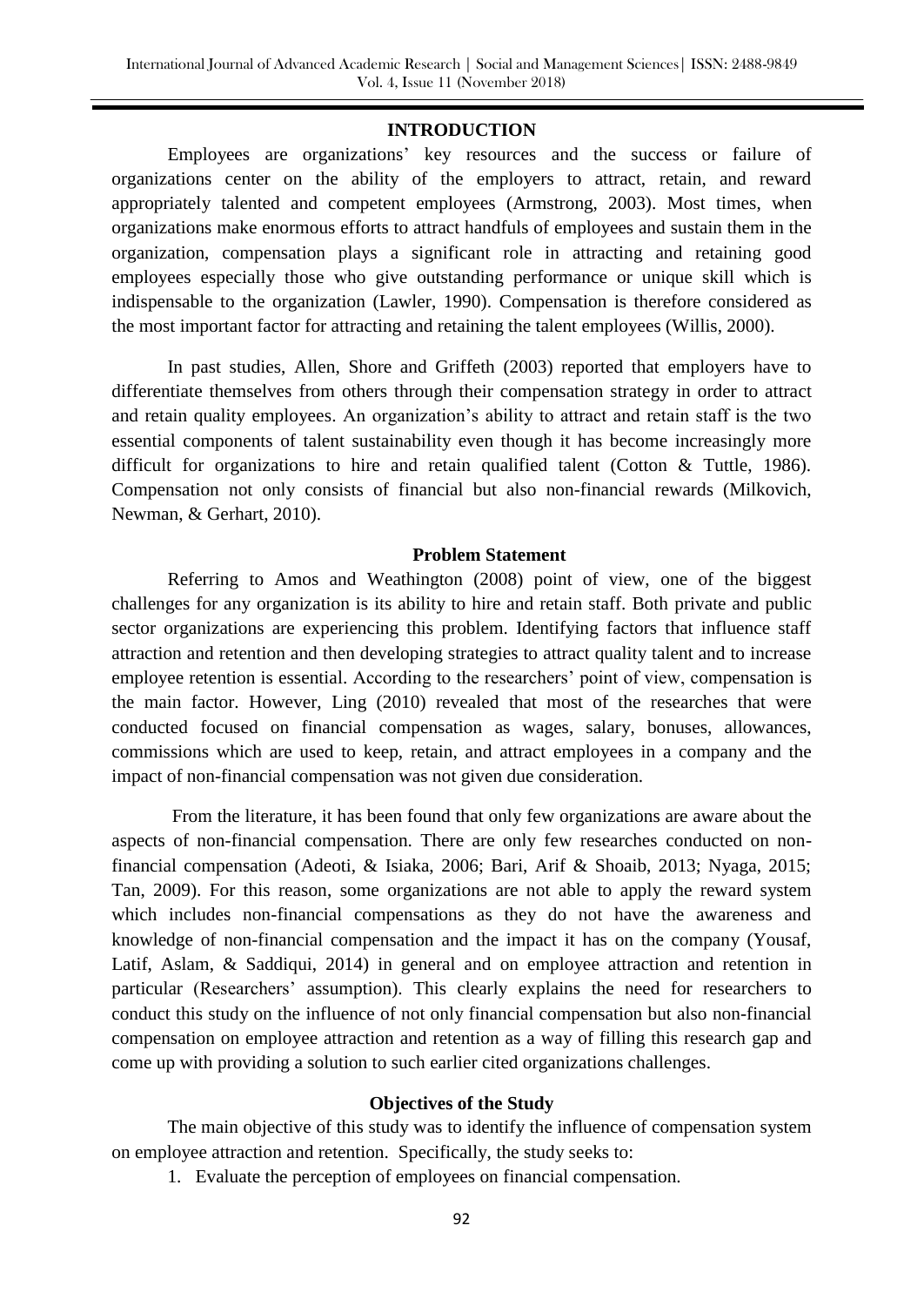## INTRODUCTION

Employees are organizations' key resources and the success or failure of organizations center on the ability of the employers to attract, retain, and reward appropriately talented and competent employees (Armstrong, 2003). Most times, when organizations make enormous efforts to attract handfuls of employees and sustain them in the organization, compensation plays a significant role in attracting and retaining good employees especially those who give outstanding performance or unique skill which is indispensable to the organization (Lawler, 1990). Compensation is therefore considered as the most important factor for attracting and retaining the talent employees (Willis, 2000).

In past studies, Allen, Shore and Griffeth (2003) reported that employers have to differentiate themselves from others through their compensation strategy in order to attract and retain quality employees. An organization's ability to attract and retain staff is the two essential components of talent sustainability even though it has become increasingly more difficult for organizations to hire and retain qualified talent (Cotton & Tuttle, 1986). Compensation not only consists of financial but also non-financial rewards (Milkovich, Newman, & Gerhart, 2010).

### Problem Statement

Referring to Amos and Weathington (2008) point of view, one of the biggest challenges for any organization is its ability to hire and retain staff. Both private and public sector organizations are experiencing this problem. Identifying factors that influence staff attraction and retention and then developing strategies to attract quality talent and to increase employee retention is essential. According to the researchers' point of view, compensation is the main factor. However, Ling (2010) revealed that most of the researches that were conducted focused on financial compensation as wages, salary, bonuses, allowances, commissions which are used to keep, retain, and attract employees in a company and the impact of non-financial compensation was not given due consideration.

From the literature, it has been found that only few organizations are aware about the aspects of non-financial compensation. There are only few researches conducted on non-financial compensation (Adeoti, & Isiaka, 2006; Bari, Arif & Shoaib, 2013; Nyaga, 2015; Tan, 2009). For this reason, some organizations are not able to apply the reward system which includes non-financial compensations as they do not have the awareness and knowledge of non-financial compensation and the impact it has on the company (Yousaf, Latif, Aslam, & Saddiqui, 2014) in general and on employee attraction and retention in particular (Researchers' assumption). This clearly explains the need for researchers to conduct this study on the influence of not only financial compensation but also non-financial compensation on employee attraction and retention as a way of filling this research gap and come up with providing a solution to such earlier cited organizations challenges.

### Objectives of the Study

The main objective of this study was to identify the influence of compensation system on employee attraction and retention. Specifically, the study seeks to:

1. Evaluate the perception of employees on financial compensation.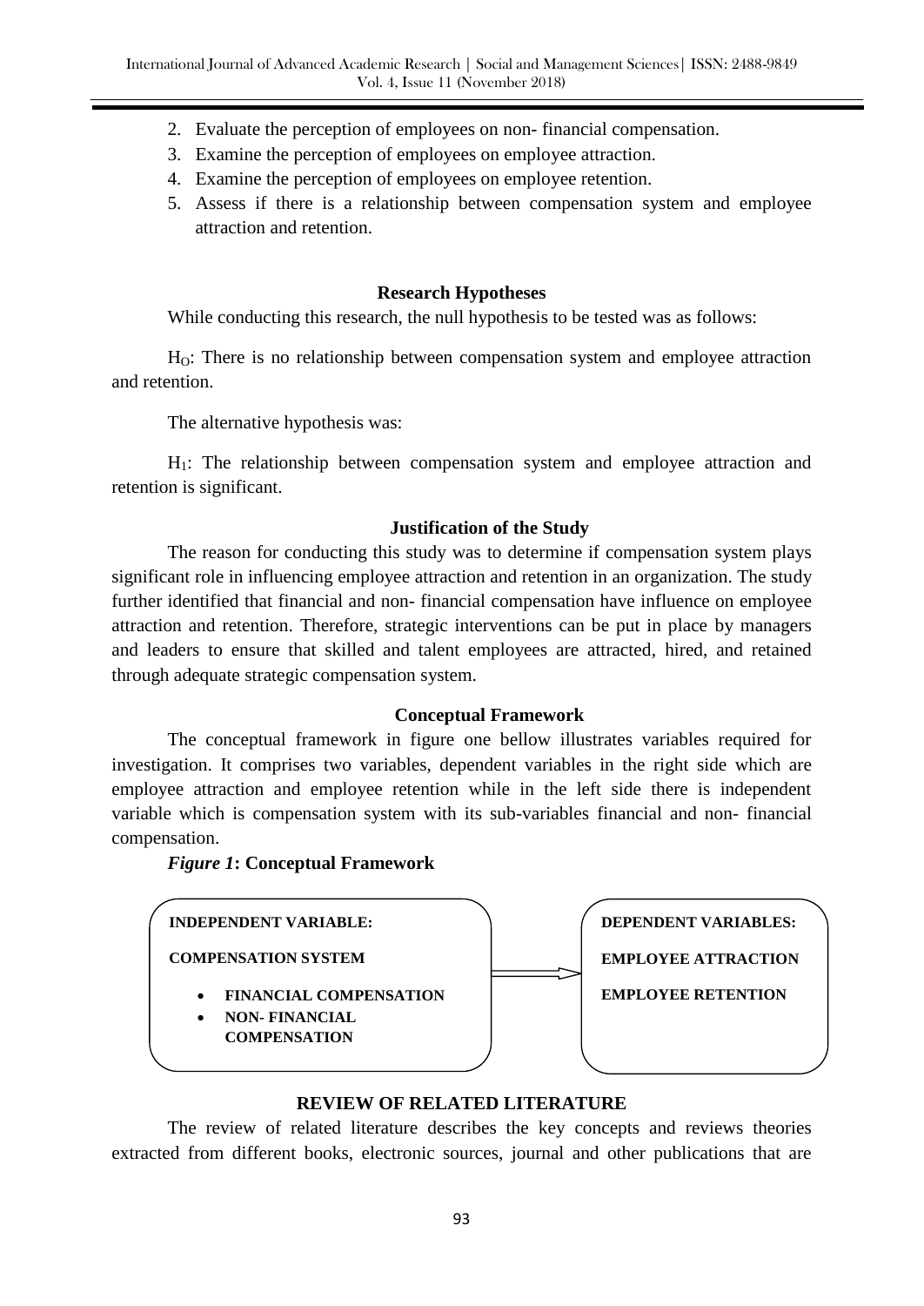2. Evaluate the perception of employees on non- financial compensation.
3. Examine the perception of employees on employee attraction.
4. Examine the perception of employees on employee retention.
5. Assess if there is a relationship between compensation system and employee attraction and retention.

### Research Hypotheses

While conducting this research, the null hypothesis to be tested was as follows:

$H_O$: There is no relationship between compensation system and employee attraction and retention.

The alternative hypothesis was:

$H_1$: The relationship between compensation system and employee attraction and retention is significant.

### Justification of the Study

The reason for conducting this study was to determine if compensation system plays significant role in influencing employee attraction and retention in an organization. The study further identified that financial and non- financial compensation have influence on employee attraction and retention. Therefore, strategic interventions can be put in place by managers and leaders to ensure that skilled and talent employees are attracted, hired, and retained through adequate strategic compensation system.

### Conceptual Framework

The conceptual framework in figure one bellow illustrates variables required for investigation. It comprises two variables, dependent variables in the right side which are employee attraction and employee retention while in the left side there is independent variable which is compensation system with its sub-variables financial and non- financial compensation.

***Figure 1*: Conceptual Framework**

**INDEPENDENT VARIABLE:**

**COMPENSATION SYSTEM**

- **FINANCIAL COMPENSATION**
- **NON- FINANCIAL COMPENSATION**

→

**DEPENDENT VARIABLES:**

**EMPLOYEE ATTRACTION**

**EMPLOYEE RETENTION**

## REVIEW OF RELATED LITERATURE

The review of related literature describes the key concepts and reviews theories extracted from different books, electronic sources, journal and other publications that are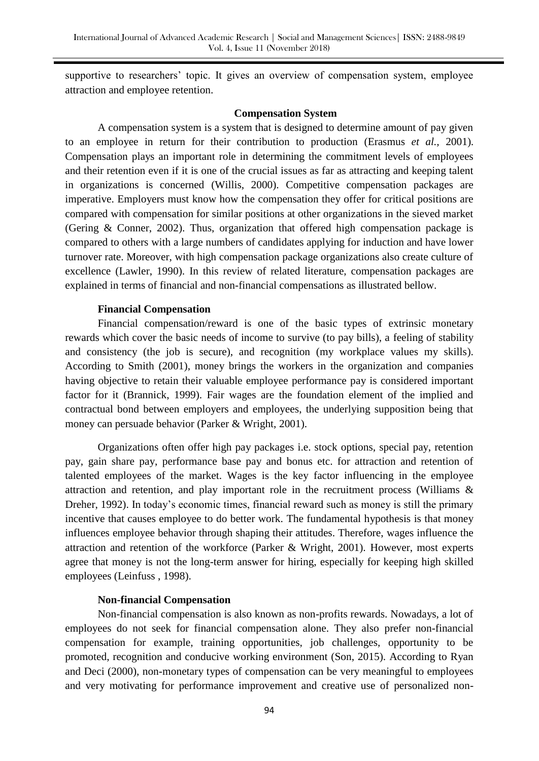supportive to researchers' topic. It gives an overview of compensation system, employee attraction and employee retention.

### Compensation System

A compensation system is a system that is designed to determine amount of pay given to an employee in return for their contribution to production (Erasmus *et al.,* 2001). Compensation plays an important role in determining the commitment levels of employees and their retention even if it is one of the crucial issues as far as attracting and keeping talent in organizations is concerned (Willis, 2000). Competitive compensation packages are imperative. Employers must know how the compensation they offer for critical positions are compared with compensation for similar positions at other organizations in the sieved market (Gering & Conner, 2002). Thus, organization that offered high compensation package is compared to others with a large numbers of candidates applying for induction and have lower turnover rate. Moreover, with high compensation package organizations also create culture of excellence (Lawler, 1990). In this review of related literature, compensation packages are explained in terms of financial and non-financial compensations as illustrated bellow.

#### Financial Compensation

Financial compensation/reward is one of the basic types of extrinsic monetary rewards which cover the basic needs of income to survive (to pay bills), a feeling of stability and consistency (the job is secure), and recognition (my workplace values my skills). According to Smith (2001), money brings the workers in the organization and companies having objective to retain their valuable employee performance pay is considered important factor for it (Brannick, 1999). Fair wages are the foundation element of the implied and contractual bond between employers and employees, the underlying supposition being that money can persuade behavior (Parker & Wright, 2001).

Organizations often offer high pay packages i.e. stock options, special pay, retention pay, gain share pay, performance base pay and bonus etc. for attraction and retention of talented employees of the market. Wages is the key factor influencing in the employee attraction and retention, and play important role in the recruitment process (Williams & Dreher, 1992). In today's economic times, financial reward such as money is still the primary incentive that causes employee to do better work. The fundamental hypothesis is that money influences employee behavior through shaping their attitudes. Therefore, wages influence the attraction and retention of the workforce (Parker & Wright, 2001). However, most experts agree that money is not the long-term answer for hiring, especially for keeping high skilled employees (Leinfuss , 1998).

#### Non-financial Compensation

Non-financial compensation is also known as non-profits rewards. Nowadays, a lot of employees do not seek for financial compensation alone. They also prefer non-financial compensation for example, training opportunities, job challenges, opportunity to be promoted, recognition and conducive working environment (Son, 2015). According to Ryan and Deci (2000), non-monetary types of compensation can be very meaningful to employees and very motivating for performance improvement and creative use of personalized non-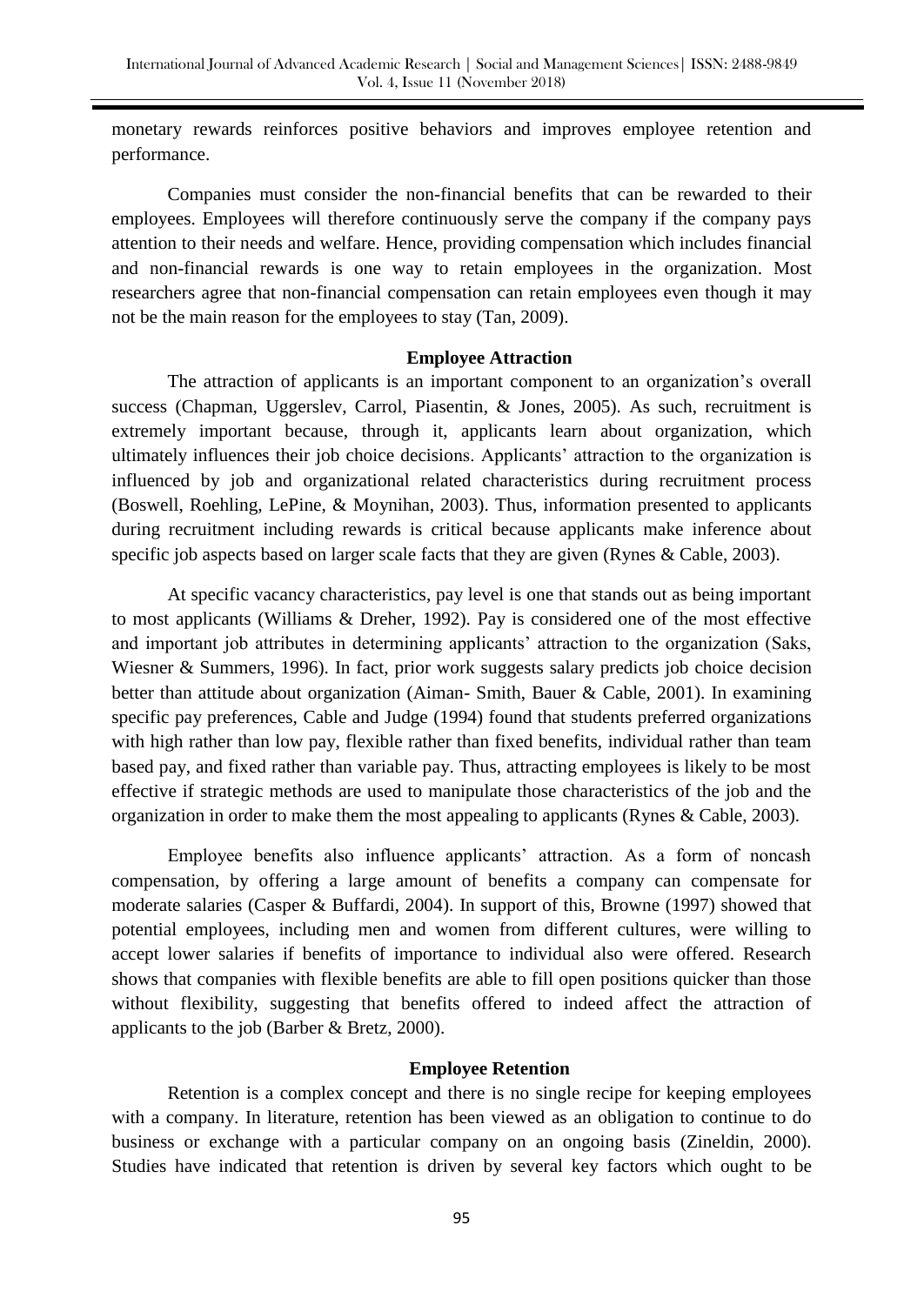monetary rewards reinforces positive behaviors and improves employee retention and performance.

Companies must consider the non-financial benefits that can be rewarded to their employees. Employees will therefore continuously serve the company if the company pays attention to their needs and welfare. Hence, providing compensation which includes financial and non-financial rewards is one way to retain employees in the organization. Most researchers agree that non-financial compensation can retain employees even though it may not be the main reason for the employees to stay (Tan, 2009).

## Employee Attraction

The attraction of applicants is an important component to an organization's overall success (Chapman, Uggerslev, Carrol, Piasentin, & Jones, 2005). As such, recruitment is extremely important because, through it, applicants learn about organization, which ultimately influences their job choice decisions. Applicants' attraction to the organization is influenced by job and organizational related characteristics during recruitment process (Boswell, Roehling, LePine, & Moynihan, 2003). Thus, information presented to applicants during recruitment including rewards is critical because applicants make inference about specific job aspects based on larger scale facts that they are given (Rynes & Cable, 2003).

At specific vacancy characteristics, pay level is one that stands out as being important to most applicants (Williams & Dreher, 1992). Pay is considered one of the most effective and important job attributes in determining applicants' attraction to the organization (Saks, Wiesner & Summers, 1996). In fact, prior work suggests salary predicts job choice decision better than attitude about organization (Aiman- Smith, Bauer & Cable, 2001). In examining specific pay preferences, Cable and Judge (1994) found that students preferred organizations with high rather than low pay, flexible rather than fixed benefits, individual rather than team based pay, and fixed rather than variable pay. Thus, attracting employees is likely to be most effective if strategic methods are used to manipulate those characteristics of the job and the organization in order to make them the most appealing to applicants (Rynes & Cable, 2003).

Employee benefits also influence applicants' attraction. As a form of noncash compensation, by offering a large amount of benefits a company can compensate for moderate salaries (Casper & Buffardi, 2004). In support of this, Browne (1997) showed that potential employees, including men and women from different cultures, were willing to accept lower salaries if benefits of importance to individual also were offered. Research shows that companies with flexible benefits are able to fill open positions quicker than those without flexibility, suggesting that benefits offered to indeed affect the attraction of applicants to the job (Barber & Bretz, 2000).

## Employee Retention

Retention is a complex concept and there is no single recipe for keeping employees with a company. In literature, retention has been viewed as an obligation to continue to do business or exchange with a particular company on an ongoing basis (Zineldin, 2000). Studies have indicated that retention is driven by several key factors which ought to be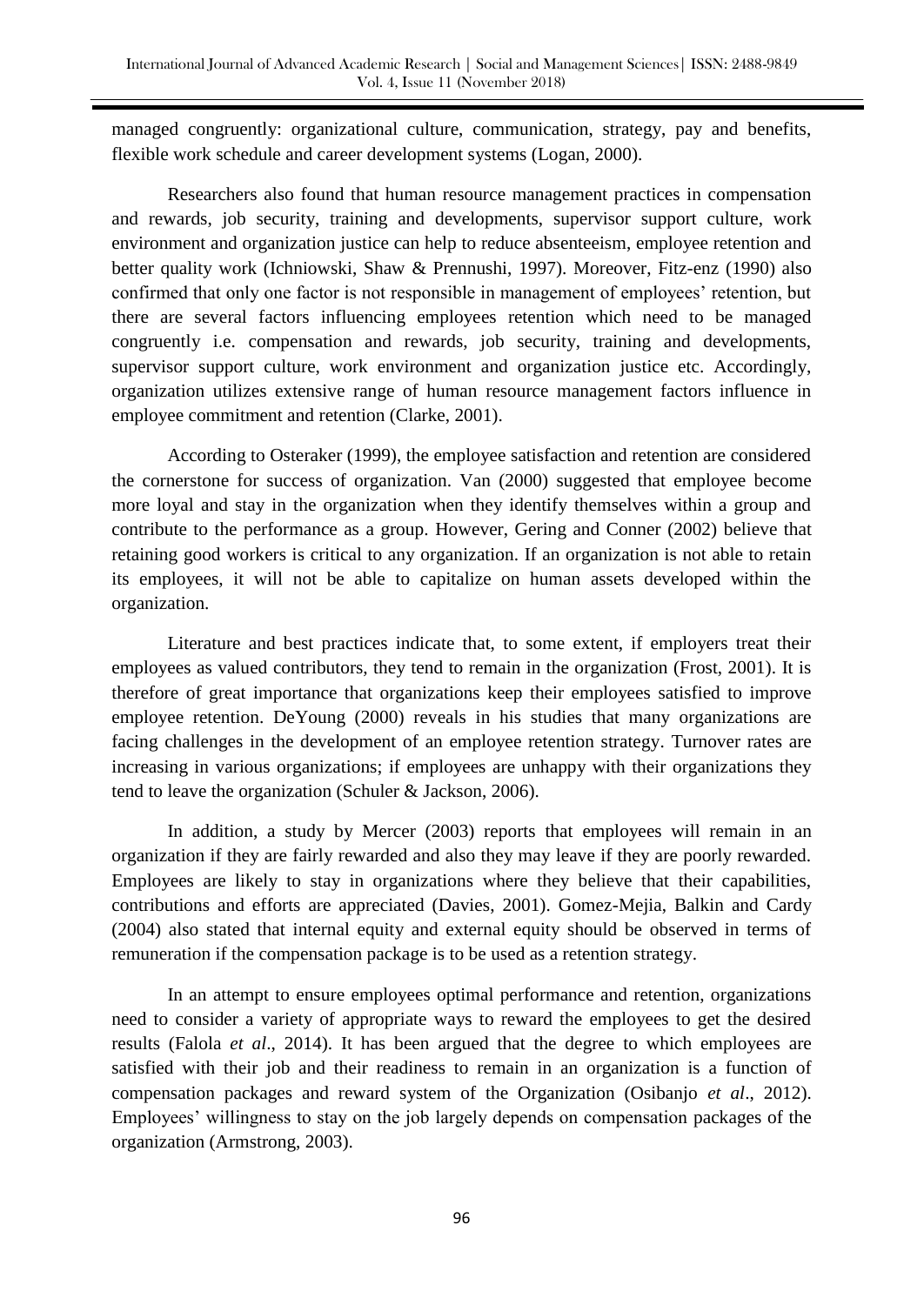managed congruently: organizational culture, communication, strategy, pay and benefits, flexible work schedule and career development systems (Logan, 2000).

Researchers also found that human resource management practices in compensation and rewards, job security, training and developments, supervisor support culture, work environment and organization justice can help to reduce absenteeism, employee retention and better quality work (Ichniowski, Shaw & Prennushi, 1997). Moreover, Fitz-enz (1990) also confirmed that only one factor is not responsible in management of employees' retention, but there are several factors influencing employees retention which need to be managed congruently i.e. compensation and rewards, job security, training and developments, supervisor support culture, work environment and organization justice etc. Accordingly, organization utilizes extensive range of human resource management factors influence in employee commitment and retention (Clarke, 2001).

According to Osteraker (1999), the employee satisfaction and retention are considered the cornerstone for success of organization. Van (2000) suggested that employee become more loyal and stay in the organization when they identify themselves within a group and contribute to the performance as a group. However, Gering and Conner (2002) believe that retaining good workers is critical to any organization. If an organization is not able to retain its employees, it will not be able to capitalize on human assets developed within the organization.

Literature and best practices indicate that, to some extent, if employers treat their employees as valued contributors, they tend to remain in the organization (Frost, 2001). It is therefore of great importance that organizations keep their employees satisfied to improve employee retention. DeYoung (2000) reveals in his studies that many organizations are facing challenges in the development of an employee retention strategy. Turnover rates are increasing in various organizations; if employees are unhappy with their organizations they tend to leave the organization (Schuler & Jackson, 2006).

In addition, a study by Mercer (2003) reports that employees will remain in an organization if they are fairly rewarded and also they may leave if they are poorly rewarded. Employees are likely to stay in organizations where they believe that their capabilities, contributions and efforts are appreciated (Davies, 2001). Gomez-Mejia, Balkin and Cardy (2004) also stated that internal equity and external equity should be observed in terms of remuneration if the compensation package is to be used as a retention strategy.

In an attempt to ensure employees optimal performance and retention, organizations need to consider a variety of appropriate ways to reward the employees to get the desired results (Falola *et al*., 2014). It has been argued that the degree to which employees are satisfied with their job and their readiness to remain in an organization is a function of compensation packages and reward system of the Organization (Osibanjo *et al*., 2012). Employees' willingness to stay on the job largely depends on compensation packages of the organization (Armstrong, 2003).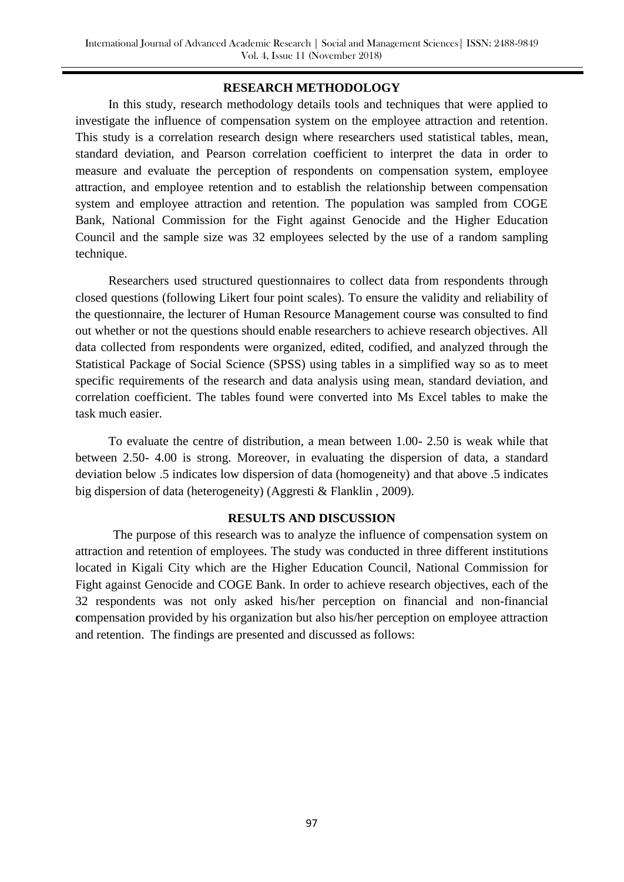## RESEARCH METHODOLOGY

In this study, research methodology details tools and techniques that were applied to investigate the influence of compensation system on the employee attraction and retention. This study is a correlation research design where researchers used statistical tables, mean, standard deviation, and Pearson correlation coefficient to interpret the data in order to measure and evaluate the perception of respondents on compensation system, employee attraction, and employee retention and to establish the relationship between compensation system and employee attraction and retention. The population was sampled from COGE Bank, National Commission for the Fight against Genocide and the Higher Education Council and the sample size was 32 employees selected by the use of a random sampling technique.

Researchers used structured questionnaires to collect data from respondents through closed questions (following Likert four point scales). To ensure the validity and reliability of the questionnaire, the lecturer of Human Resource Management course was consulted to find out whether or not the questions should enable researchers to achieve research objectives. All data collected from respondents were organized, edited, codified, and analyzed through the Statistical Package of Social Science (SPSS) using tables in a simplified way so as to meet specific requirements of the research and data analysis using mean, standard deviation, and correlation coefficient. The tables found were converted into Ms Excel tables to make the task much easier.

To evaluate the centre of distribution, a mean between 1.00- 2.50 is weak while that between 2.50- 4.00 is strong. Moreover, in evaluating the dispersion of data, a standard deviation below .5 indicates low dispersion of data (homogeneity) and that above .5 indicates big dispersion of data (heterogeneity) (Aggresti & Flanklin , 2009).

## RESULTS AND DISCUSSION

The purpose of this research was to analyze the influence of compensation system on attraction and retention of employees. The study was conducted in three different institutions located in Kigali City which are the Higher Education Council, National Commission for Fight against Genocide and COGE Bank. In order to achieve research objectives, each of the 32 respondents was not only asked his/her perception on financial and non-financial **c**ompensation provided by his organization but also his/her perception on employee attraction and retention. The findings are presented and discussed as follows: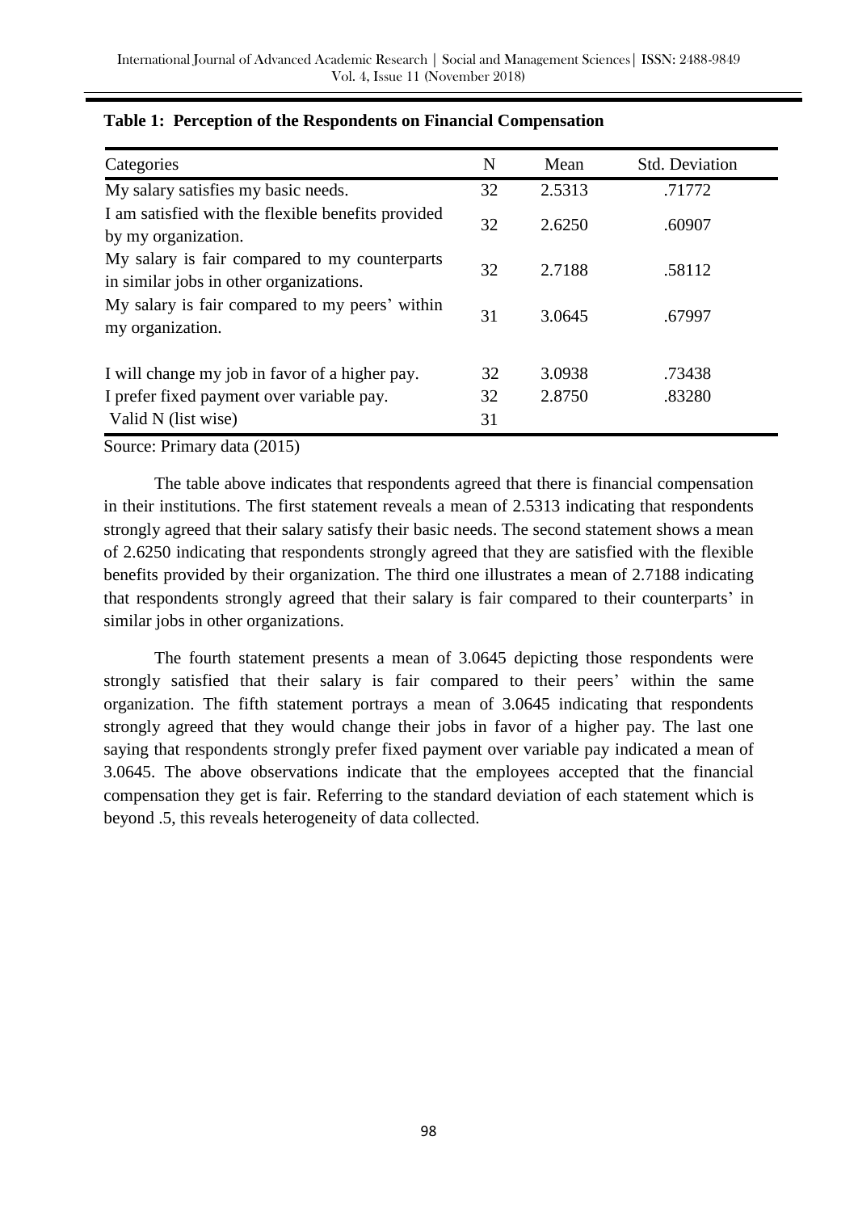**Table 1: Perception of the Respondents on Financial Compensation**

| Categories | N | Mean | Std. Deviation |
|---|---|---|---|
| My salary satisfies my basic needs. | 32 | 2.5313 | .71772 |
| I am satisfied with the flexible benefits provided by my organization. | 32 | 2.6250 | .60907 |
| My salary is fair compared to my counterparts in similar jobs in other organizations. | 32 | 2.7188 | .58112 |
| My salary is fair compared to my peers' within my organization. | 31 | 3.0645 | .67997 |
| I will change my job in favor of a higher pay. | 32 | 3.0938 | .73438 |
| I prefer fixed payment over variable pay. | 32 | 2.8750 | .83280 |
| Valid N (list wise) | 31 | | |

Source: Primary data (2015)

The table above indicates that respondents agreed that there is financial compensation in their institutions. The first statement reveals a mean of 2.5313 indicating that respondents strongly agreed that their salary satisfy their basic needs. The second statement shows a mean of 2.6250 indicating that respondents strongly agreed that they are satisfied with the flexible benefits provided by their organization. The third one illustrates a mean of 2.7188 indicating that respondents strongly agreed that their salary is fair compared to their counterparts' in similar jobs in other organizations.

The fourth statement presents a mean of 3.0645 depicting those respondents were strongly satisfied that their salary is fair compared to their peers' within the same organization. The fifth statement portrays a mean of 3.0645 indicating that respondents strongly agreed that they would change their jobs in favor of a higher pay. The last one saying that respondents strongly prefer fixed payment over variable pay indicated a mean of 3.0645. The above observations indicate that the employees accepted that the financial compensation they get is fair. Referring to the standard deviation of each statement which is beyond .5, this reveals heterogeneity of data collected.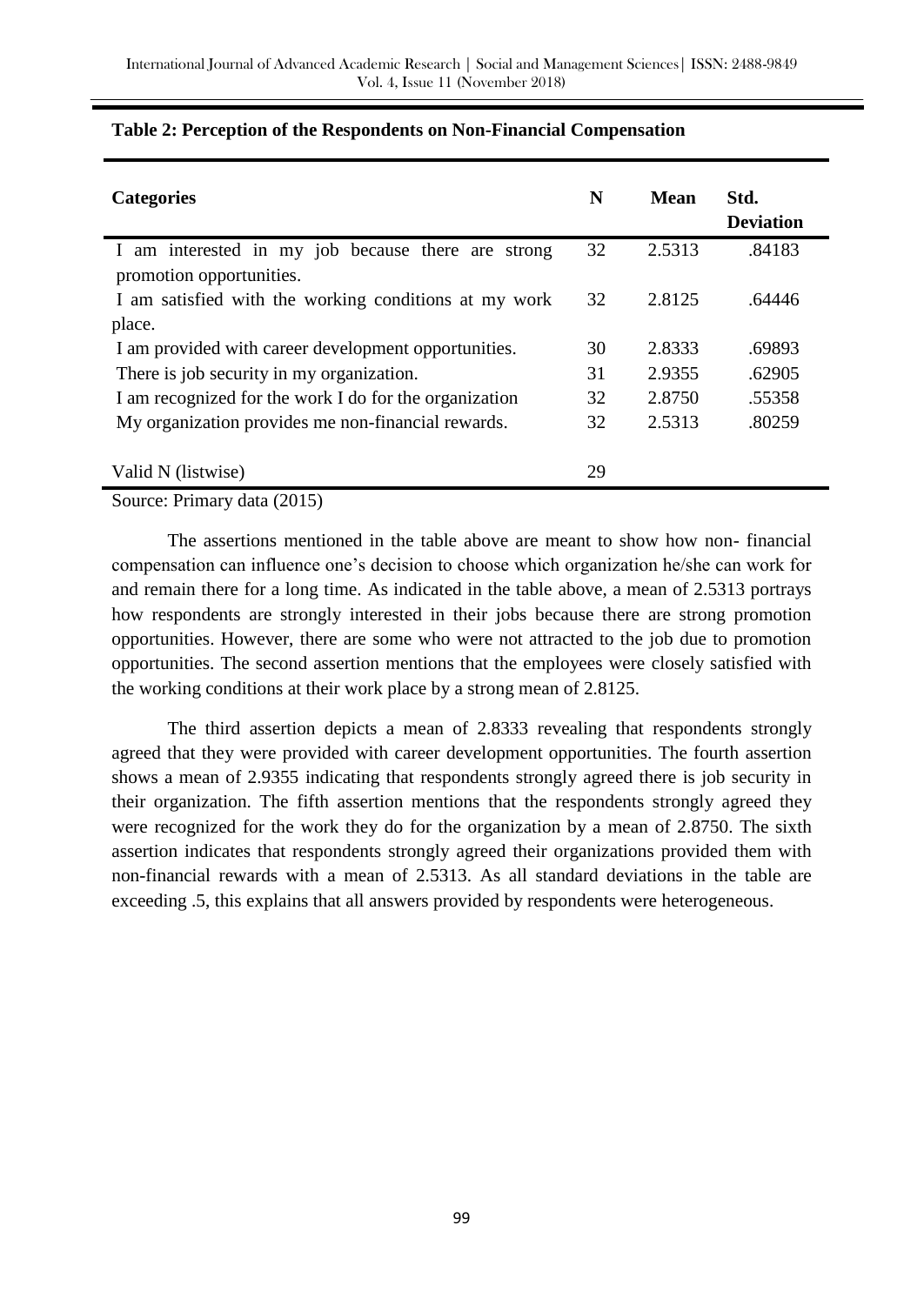**Table 2: Perception of the Respondents on Non-Financial Compensation**

| Categories | N | Mean | Std. Deviation |
|---|---|---|---|
| I am interested in my job because there are strong promotion opportunities. | 32 | 2.5313 | .84183 |
| I am satisfied with the working conditions at my work place. | 32 | 2.8125 | .64446 |
| I am provided with career development opportunities. | 30 | 2.8333 | .69893 |
| There is job security in my organization. | 31 | 2.9355 | .62905 |
| I am recognized for the work I do for the organization | 32 | 2.8750 | .55358 |
| My organization provides me non-financial rewards. | 32 | 2.5313 | .80259 |
| Valid N (listwise) | 29 | | |

Source: Primary data (2015)

The assertions mentioned in the table above are meant to show how non- financial compensation can influence one's decision to choose which organization he/she can work for and remain there for a long time. As indicated in the table above, a mean of 2.5313 portrays how respondents are strongly interested in their jobs because there are strong promotion opportunities. However, there are some who were not attracted to the job due to promotion opportunities. The second assertion mentions that the employees were closely satisfied with the working conditions at their work place by a strong mean of 2.8125.

The third assertion depicts a mean of 2.8333 revealing that respondents strongly agreed that they were provided with career development opportunities. The fourth assertion shows a mean of 2.9355 indicating that respondents strongly agreed there is job security in their organization. The fifth assertion mentions that the respondents strongly agreed they were recognized for the work they do for the organization by a mean of 2.8750. The sixth assertion indicates that respondents strongly agreed their organizations provided them with non-financial rewards with a mean of 2.5313. As all standard deviations in the table are exceeding .5, this explains that all answers provided by respondents were heterogeneous.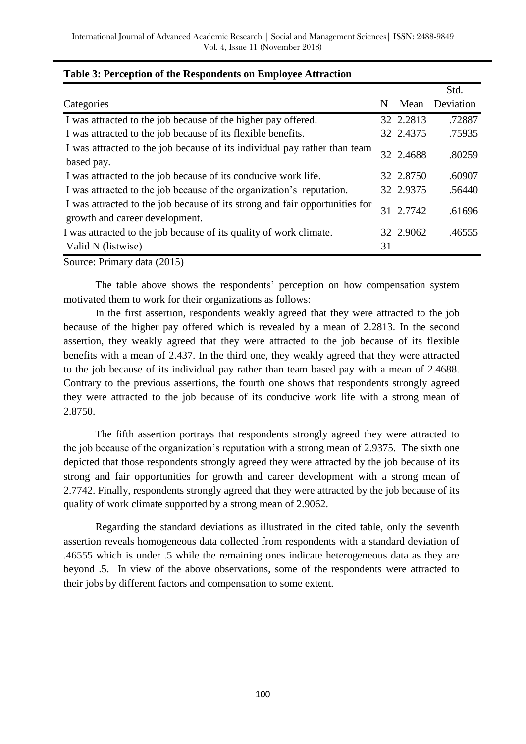**Table 3: Perception of the Respondents on Employee Attraction**

| Categories | N | Mean | Std. Deviation |
|---|---|---|---|
| I was attracted to the job because of the higher pay offered. | 32 | 2.2813 | .72887 |
| I was attracted to the job because of its flexible benefits. | 32 | 2.4375 | .75935 |
| I was attracted to the job because of its individual pay rather than team based pay. | 32 | 2.4688 | .80259 |
| I was attracted to the job because of its conducive work life. | 32 | 2.8750 | .60907 |
| I was attracted to the job because of the organization's reputation. | 32 | 2.9375 | .56440 |
| I was attracted to the job because of its strong and fair opportunities for growth and career development. | 31 | 2.7742 | .61696 |
| I was attracted to the job because of its quality of work climate. | 32 | 2.9062 | .46555 |
| Valid N (listwise) | 31 | | |

Source: Primary data (2015)

The table above shows the respondents' perception on how compensation system motivated them to work for their organizations as follows:

In the first assertion, respondents weakly agreed that they were attracted to the job because of the higher pay offered which is revealed by a mean of 2.2813. In the second assertion, they weakly agreed that they were attracted to the job because of its flexible benefits with a mean of 2.437. In the third one, they weakly agreed that they were attracted to the job because of its individual pay rather than team based pay with a mean of 2.4688. Contrary to the previous assertions, the fourth one shows that respondents strongly agreed they were attracted to the job because of its conducive work life with a strong mean of 2.8750.

The fifth assertion portrays that respondents strongly agreed they were attracted to the job because of the organization's reputation with a strong mean of 2.9375. The sixth one depicted that those respondents strongly agreed they were attracted by the job because of its strong and fair opportunities for growth and career development with a strong mean of 2.7742. Finally, respondents strongly agreed that they were attracted by the job because of its quality of work climate supported by a strong mean of 2.9062.

Regarding the standard deviations as illustrated in the cited table, only the seventh assertion reveals homogeneous data collected from respondents with a standard deviation of .46555 which is under .5 while the remaining ones indicate heterogeneous data as they are beyond .5. In view of the above observations, some of the respondents were attracted to their jobs by different factors and compensation to some extent.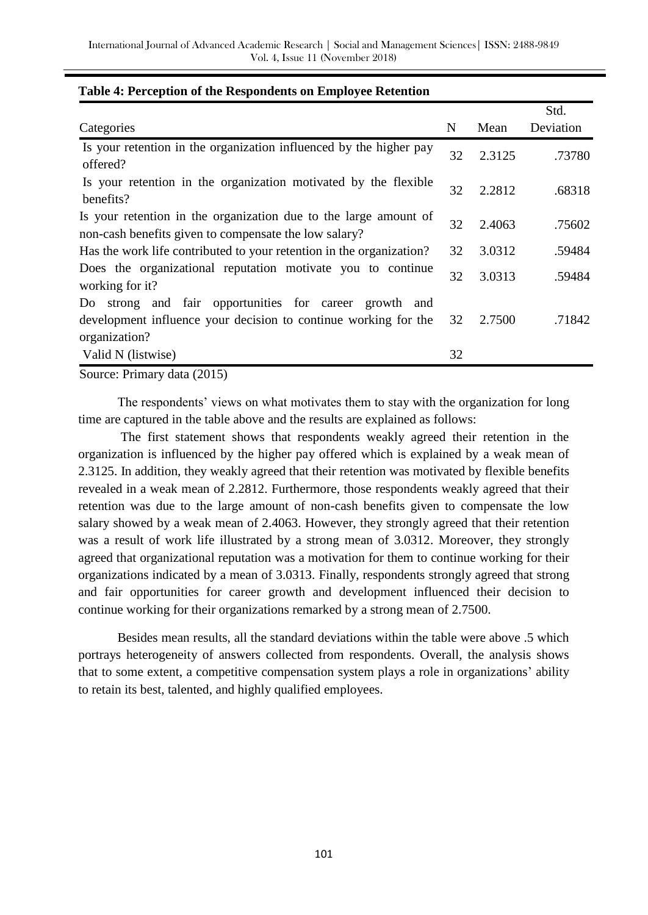**Table 4: Perception of the Respondents on Employee Retention**

| Categories | N | Mean | Std. Deviation |
|---|---|---|---|
| Is your retention in the organization influenced by the higher pay offered? | 32 | 2.3125 | .73780 |
| Is your retention in the organization motivated by the flexible benefits? | 32 | 2.2812 | .68318 |
| Is your retention in the organization due to the large amount of non-cash benefits given to compensate the low salary? | 32 | 2.4063 | .75602 |
| Has the work life contributed to your retention in the organization? | 32 | 3.0312 | .59484 |
| Does the organizational reputation motivate you to continue working for it? | 32 | 3.0313 | .59484 |
| Do strong and fair opportunities for career growth and development influence your decision to continue working for the organization? | 32 | 2.7500 | .71842 |
| Valid N (listwise) | 32 | | |

Source: Primary data (2015)

The respondents' views on what motivates them to stay with the organization for long time are captured in the table above and the results are explained as follows:

The first statement shows that respondents weakly agreed their retention in the organization is influenced by the higher pay offered which is explained by a weak mean of 2.3125. In addition, they weakly agreed that their retention was motivated by flexible benefits revealed in a weak mean of 2.2812. Furthermore, those respondents weakly agreed that their retention was due to the large amount of non-cash benefits given to compensate the low salary showed by a weak mean of 2.4063. However, they strongly agreed that their retention was a result of work life illustrated by a strong mean of 3.0312. Moreover, they strongly agreed that organizational reputation was a motivation for them to continue working for their organizations indicated by a mean of 3.0313. Finally, respondents strongly agreed that strong and fair opportunities for career growth and development influenced their decision to continue working for their organizations remarked by a strong mean of 2.7500.

Besides mean results, all the standard deviations within the table were above .5 which portrays heterogeneity of answers collected from respondents. Overall, the analysis shows that to some extent, a competitive compensation system plays a role in organizations' ability to retain its best, talented, and highly qualified employees.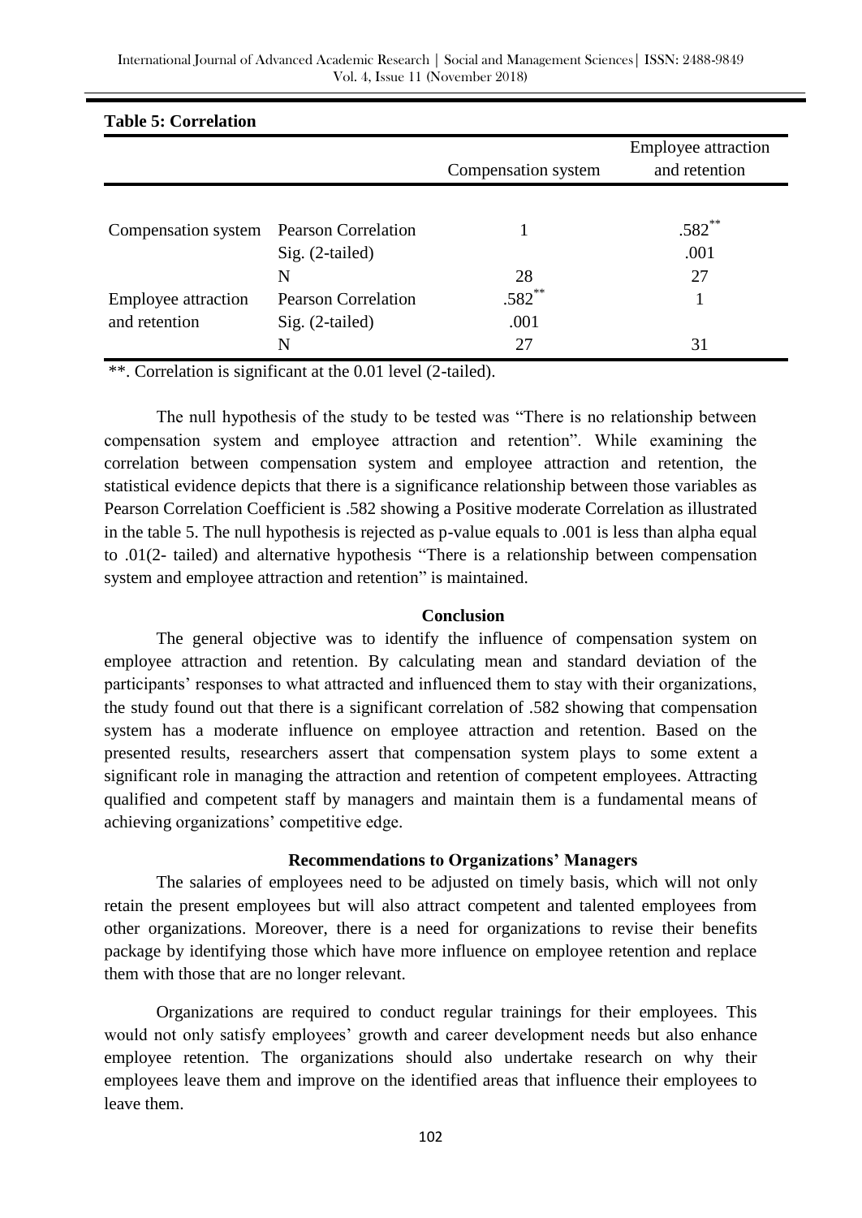**Table 5: Correlation**

| | | Compensation system | Employee attraction and retention |
|---|---|---|---|
| Compensation system | Pearson Correlation | 1 | .582** |
| | Sig. (2-tailed) | | .001 |
| | N | 28 | 27 |
| Employee attraction and retention | Pearson Correlation | .582** | 1 |
| | Sig. (2-tailed) | .001 | |
| | N | 27 | 31 |

**. Correlation is significant at the 0.01 level (2-tailed).

The null hypothesis of the study to be tested was "There is no relationship between compensation system and employee attraction and retention". While examining the correlation between compensation system and employee attraction and retention, the statistical evidence depicts that there is a significance relationship between those variables as Pearson Correlation Coefficient is .582 showing a Positive moderate Correlation as illustrated in the table 5. The null hypothesis is rejected as p-value equals to .001 is less than alpha equal to .01(2- tailed) and alternative hypothesis "There is a relationship between compensation system and employee attraction and retention" is maintained.

## Conclusion

The general objective was to identify the influence of compensation system on employee attraction and retention. By calculating mean and standard deviation of the participants' responses to what attracted and influenced them to stay with their organizations, the study found out that there is a significant correlation of .582 showing that compensation system has a moderate influence on employee attraction and retention. Based on the presented results, researchers assert that compensation system plays to some extent a significant role in managing the attraction and retention of competent employees. Attracting qualified and competent staff by managers and maintain them is a fundamental means of achieving organizations' competitive edge.

## Recommendations to Organizations' Managers

The salaries of employees need to be adjusted on timely basis, which will not only retain the present employees but will also attract competent and talented employees from other organizations. Moreover, there is a need for organizations to revise their benefits package by identifying those which have more influence on employee retention and replace them with those that are no longer relevant.

Organizations are required to conduct regular trainings for their employees. This would not only satisfy employees' growth and career development needs but also enhance employee retention. The organizations should also undertake research on why their employees leave them and improve on the identified areas that influence their employees to leave them.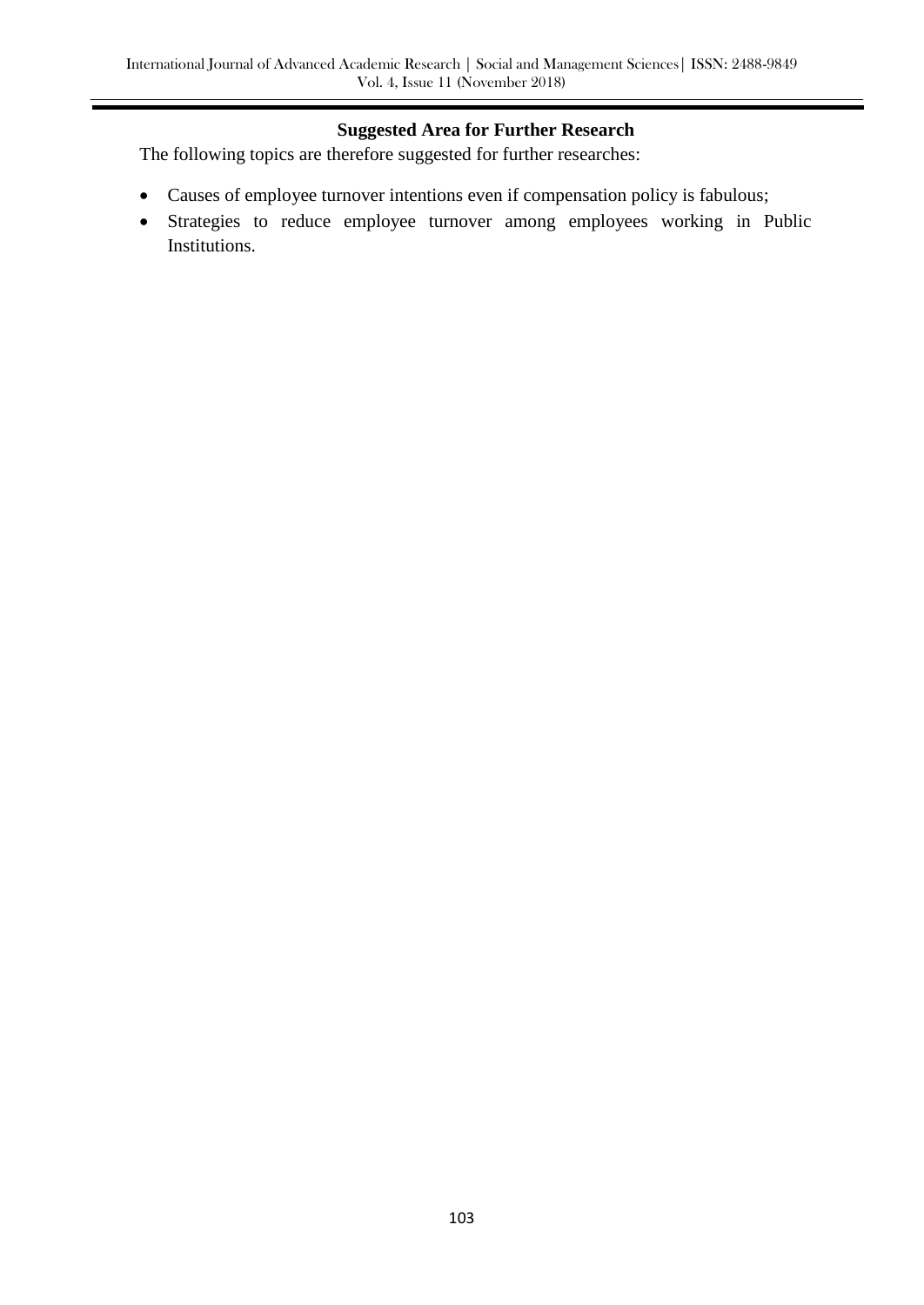**Suggested Area for Further Research**

The following topics are therefore suggested for further researches:

- Causes of employee turnover intentions even if compensation policy is fabulous;
- Strategies to reduce employee turnover among employees working in Public Institutions.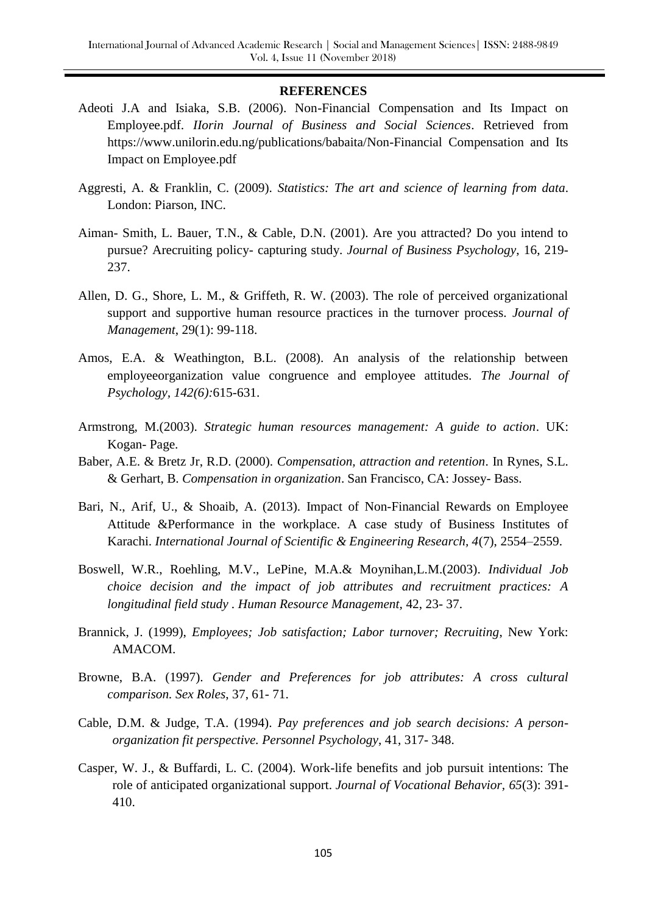## REFERENCES

Adeoti J.A and Isiaka, S.B. (2006). Non-Financial Compensation and Its Impact on Employee.pdf. *IIorin Journal of Business and Social Sciences*. Retrieved from https://www.unilorin.edu.ng/publications/babaita/Non-Financial Compensation and Its Impact on Employee.pdf

Aggresti, A. & Franklin, C. (2009). *Statistics: The art and science of learning from data*. London: Piarson, INC.

Aiman- Smith, L. Bauer, T.N., & Cable, D.N. (2001). Are you attracted? Do you intend to pursue? Arecruiting policy- capturing study. *Journal of Business Psychology*, 16, 219-237.

Allen, D. G., Shore, L. M., & Griffeth, R. W. (2003). The role of perceived organizational support and supportive human resource practices in the turnover process. *Journal of Management*, 29(1): 99-118.

Amos, E.A. & Weathington, B.L. (2008). An analysis of the relationship between employeeorganization value congruence and employee attitudes. *The Journal of Psychology, 142(6):*615-631.

Armstrong, M.(2003). *Strategic human resources management: A guide to action*. UK: Kogan- Page.

Baber, A.E. & Bretz Jr, R.D. (2000). *Compensation, attraction and retention*. In Rynes, S.L. & Gerhart, B. *Compensation in organization*. San Francisco, CA: Jossey- Bass.

Bari, N., Arif, U., & Shoaib, A. (2013). Impact of Non-Financial Rewards on Employee Attitude &Performance in the workplace. A case study of Business Institutes of Karachi. *International Journal of Scientific & Engineering Research*, *4*(7), 2554–2559.

Boswell, W.R., Roehling, M.V., LePine, M.A.& Moynihan,L.M.(2003). *Individual Job choice decision and the impact of job attributes and recruitment practices: A longitudinal field study . Human Resource Management*, 42, 23- 37.

Brannick, J. (1999), *Employees; Job satisfaction; Labor turnover; Recruiting*, New York: AMACOM.

Browne, B.A. (1997). *Gender and Preferences for job attributes: A cross cultural comparison. Sex Roles*, 37, 61- 71.

Cable, D.M. & Judge, T.A. (1994). *Pay preferences and job search decisions: A person-organization fit perspective. Personnel Psychology*, 41, 317- 348.

Casper, W. J., & Buffardi, L. C. (2004). Work-life benefits and job pursuit intentions: The role of anticipated organizational support. *Journal of Vocational Behavior, 65*(3): 391-410.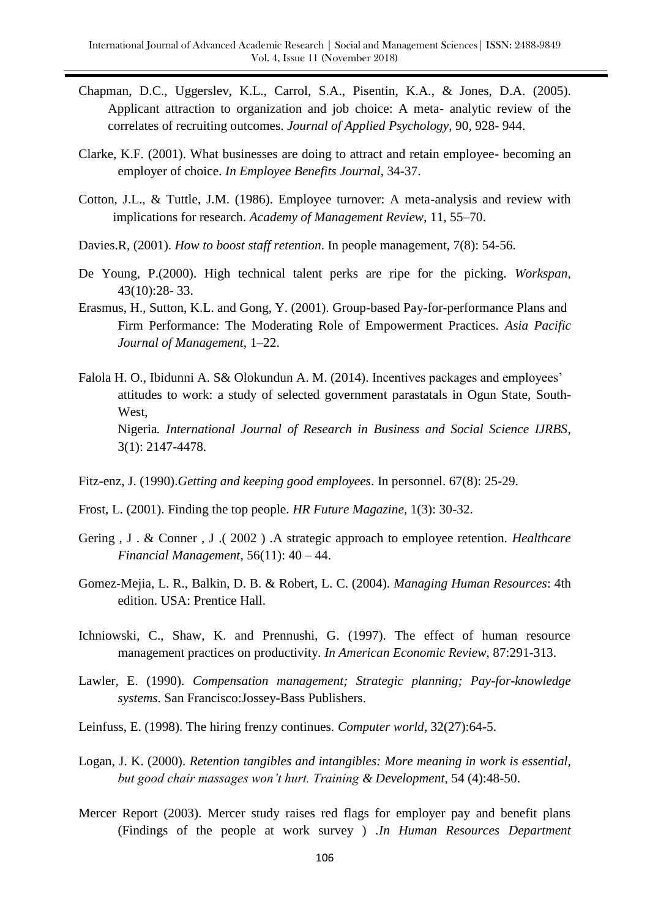Chapman, D.C., Uggerslev, K.L., Carrol, S.A., Pisentin, K.A., & Jones, D.A. (2005). Applicant attraction to organization and job choice: A meta- analytic review of the correlates of recruiting outcomes. *Journal of Applied Psychology*, 90, 928- 944.

Clarke, K.F. (2001). What businesses are doing to attract and retain employee- becoming an employer of choice. *In Employee Benefits Journal*, 34-37.

Cotton, J.L., & Tuttle, J.M. (1986). Employee turnover: A meta-analysis and review with implications for research. *Academy of Management Review*, 11, 55–70.

Davies.R, (2001). *How to boost staff retention*. In people management, 7(8): 54-56.

De Young, P.(2000). High technical talent perks are ripe for the picking. *Workspan*, 43(10):28- 33.

Erasmus, H., Sutton, K.L. and Gong, Y. (2001). Group-based Pay-for-performance Plans and Firm Performance: The Moderating Role of Empowerment Practices. *Asia Pacific Journal of Management*, 1–22.

Falola H. O., Ibidunni A. S& Olokundun A. M. (2014). Incentives packages and employees' attitudes to work: a study of selected government parastatals in Ogun State, South-West, Nigeria. *International Journal of Research in Business and Social Science IJRBS*, 3(1): 2147-4478.

Fitz-enz, J. (1990).*Getting and keeping good employees*. In personnel. 67(8): 25-29.

Frost, L. (2001). Finding the top people. *HR Future Magazine*, 1(3): 30-32.

Gering , J . & Conner , J .( 2002 ) .A strategic approach to employee retention. *Healthcare Financial Management*, 56(11): 40 – 44.

Gomez-Mejia, L. R., Balkin, D. B. & Robert, L. C. (2004). *Managing Human Resources*: 4th edition. USA: Prentice Hall.

Ichniowski, C., Shaw, K. and Prennushi, G. (1997). The effect of human resource management practices on productivity. *In American Economic Review*, 87:291-313.

Lawler, E. (1990). *Compensation management; Strategic planning; Pay-for-knowledge systems*. San Francisco:Jossey-Bass Publishers.

Leinfuss, E. (1998). The hiring frenzy continues. *Computer world*, 32(27):64-5.

Logan, J. K. (2000). *Retention tangibles and intangibles: More meaning in work is essential, but good chair massages won't hurt. Training & Development*, 54 (4):48-50.

Mercer Report (2003). Mercer study raises red flags for employer pay and benefit plans (Findings of the people at work survey ) .*In Human Resources Department*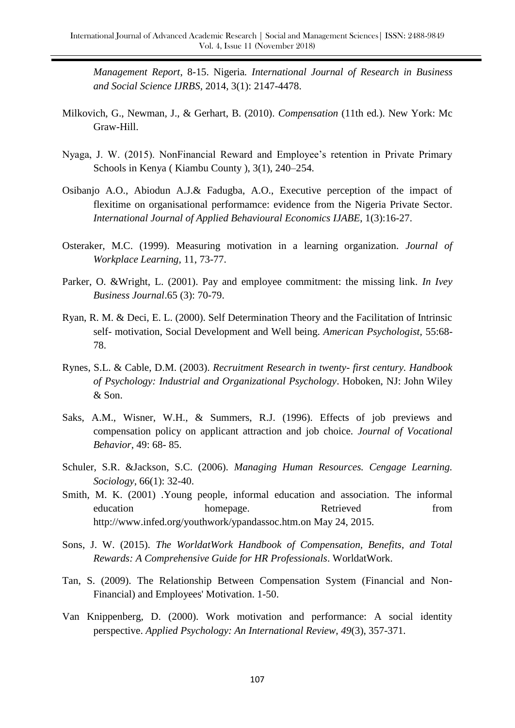*Management Report*, 8-15. Nigeria. *International Journal of Research in Business and Social Science IJRBS*, 2014, 3(1): 2147-4478.

Milkovich, G., Newman, J., & Gerhart, B. (2010). *Compensation* (11th ed.). New York: Mc Graw-Hill.

Nyaga, J. W. (2015). NonFinancial Reward and Employee's retention in Private Primary Schools in Kenya ( Kiambu County ), 3(1), 240–254.

Osibanjo A.O., Abiodun A.J.& Fadugba, A.O., Executive perception of the impact of flexitime on organisational performamce: evidence from the Nigeria Private Sector. *International Journal of Applied Behavioural Economics IJABE*, 1(3):16-27.

Osteraker, M.C. (1999). Measuring motivation in a learning organization. *Journal of Workplace Learning*, 11, 73-77.

Parker, O. &Wright, L. (2001). Pay and employee commitment: the missing link. *In Ivey Business Journal*.65 (3): 70-79.

Ryan, R. M. & Deci, E. L. (2000). Self Determination Theory and the Facilitation of Intrinsic self- motivation, Social Development and Well being. *American Psychologist*, 55:68-78.

Rynes, S.L. & Cable, D.M. (2003). *Recruitment Research in twenty- first century. Handbook of Psychology: Industrial and Organizational Psychology*. Hoboken, NJ: John Wiley & Son.

Saks, A.M., Wisner, W.H., & Summers, R.J. (1996). Effects of job previews and compensation policy on applicant attraction and job choice. *Journal of Vocational Behavior*, 49: 68- 85.

Schuler, S.R. &Jackson, S.C. (2006). *Managing Human Resources. Cengage Learning. Sociology*, 66(1): 32-40.

Smith, M. K. (2001) .Young people, informal education and association. The informal education homepage. Retrieved from http://www.infed.org/youthwork/ypandassoc.htm.on May 24, 2015.

Sons, J. W. (2015). *The WorldatWork Handbook of Compensation, Benefits, and Total Rewards: A Comprehensive Guide for HR Professionals*. WorldatWork.

Tan, S. (2009). The Relationship Between Compensation System (Financial and Non-Financial) and Employees' Motivation. 1-50.

Van Knippenberg, D. (2000). Work motivation and performance: A social identity perspective. *Applied Psychology: An International Review, 49*(3), 357-371.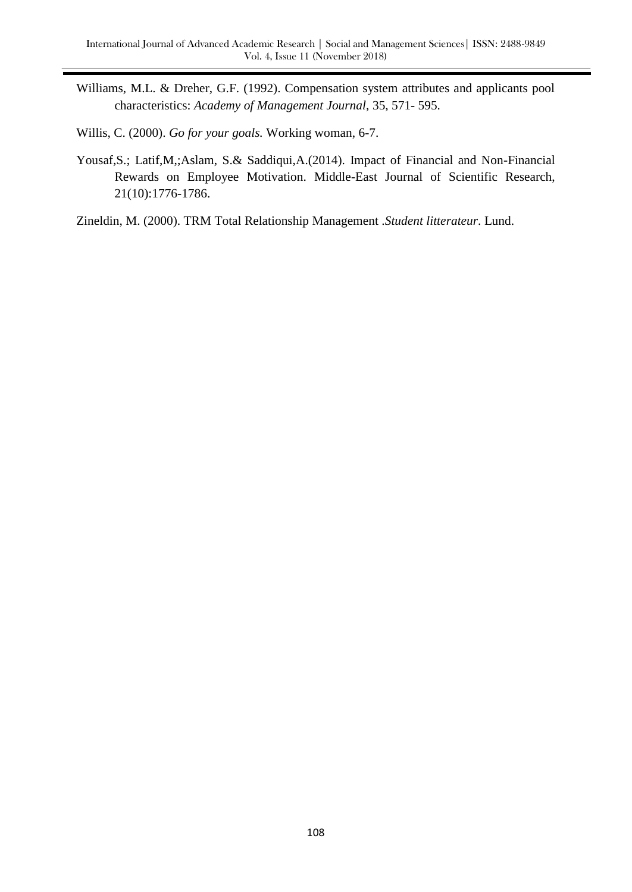Williams, M.L. & Dreher, G.F. (1992). Compensation system attributes and applicants pool characteristics: *Academy of Management Journal*, 35, 571- 595.

Willis, C. (2000). *Go for your goals.* Working woman, 6-7.

Yousaf,S.; Latif,M,;Aslam, S.& Saddiqui,A.(2014). Impact of Financial and Non-Financial Rewards on Employee Motivation. Middle-East Journal of Scientific Research, 21(10):1776-1786.

Zineldin, M. (2000). TRM Total Relationship Management .*Student litterateur*. Lund.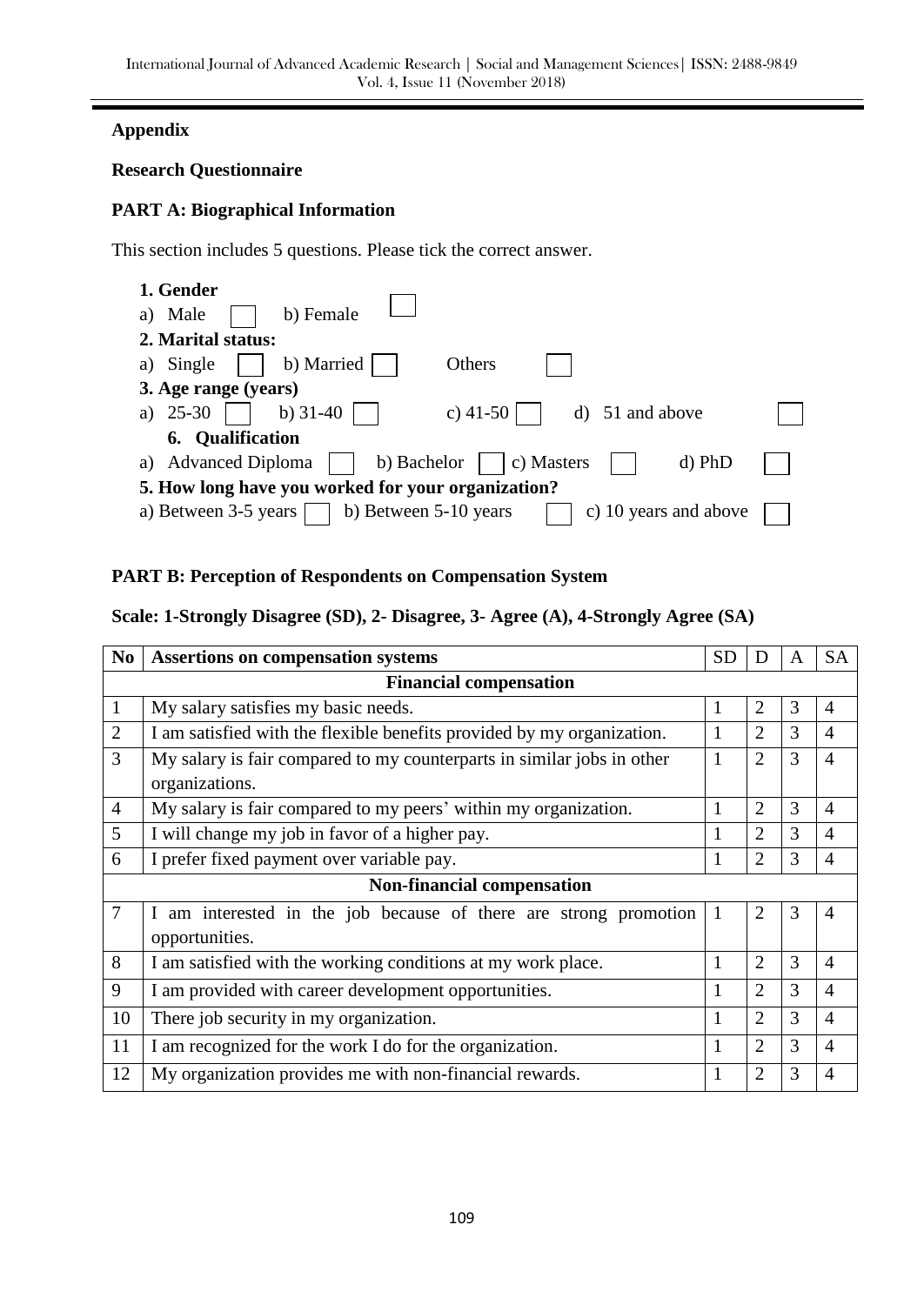**Appendix**

**Research Questionnaire**

**PART A: Biographical Information**

This section includes 5 questions. Please tick the correct answer.

**1. Gender**

a) Male ☐ b) Female ☐

**2. Marital status:**

a) Single ☐ b) Married ☐ Others ☐

**3. Age range (years)**

a) 25-30 ☐ b) 31-40 ☐ c) 41-50 ☐ d) 51 and above ☐

**6. Qualification**

a) Advanced Diploma ☐ b) Bachelor ☐ c) Masters ☐ d) PhD ☐

**5. How long have you worked for your organization?**

a) Between 3-5 years ☐ b) Between 5-10 years ☐ c) 10 years and above ☐

**PART B: Perception of Respondents on Compensation System**

**Scale: 1-Strongly Disagree (SD), 2- Disagree, 3- Agree (A), 4-Strongly Agree (SA)**

| No | Assertions on compensation systems | SD | D | A | SA |
|---|---|---|---|---|---|
| | **Financial compensation** | | | | |
| 1 | My salary satisfies my basic needs. | 1 | 2 | 3 | 4 |
| 2 | I am satisfied with the flexible benefits provided by my organization. | 1 | 2 | 3 | 4 |
| 3 | My salary is fair compared to my counterparts in similar jobs in other organizations. | 1 | 2 | 3 | 4 |
| 4 | My salary is fair compared to my peers' within my organization. | 1 | 2 | 3 | 4 |
| 5 | I will change my job in favor of a higher pay. | 1 | 2 | 3 | 4 |
| 6 | I prefer fixed payment over variable pay. | 1 | 2 | 3 | 4 |
| | **Non-financial compensation** | | | | |
| 7 | I am interested in the job because of there are strong promotion opportunities. | 1 | 2 | 3 | 4 |
| 8 | I am satisfied with the working conditions at my work place. | 1 | 2 | 3 | 4 |
| 9 | I am provided with career development opportunities. | 1 | 2 | 3 | 4 |
| 10 | There job security in my organization. | 1 | 2 | 3 | 4 |
| 11 | I am recognized for the work I do for the organization. | 1 | 2 | 3 | 4 |
| 12 | My organization provides me with non-financial rewards. | 1 | 2 | 3 | 4 |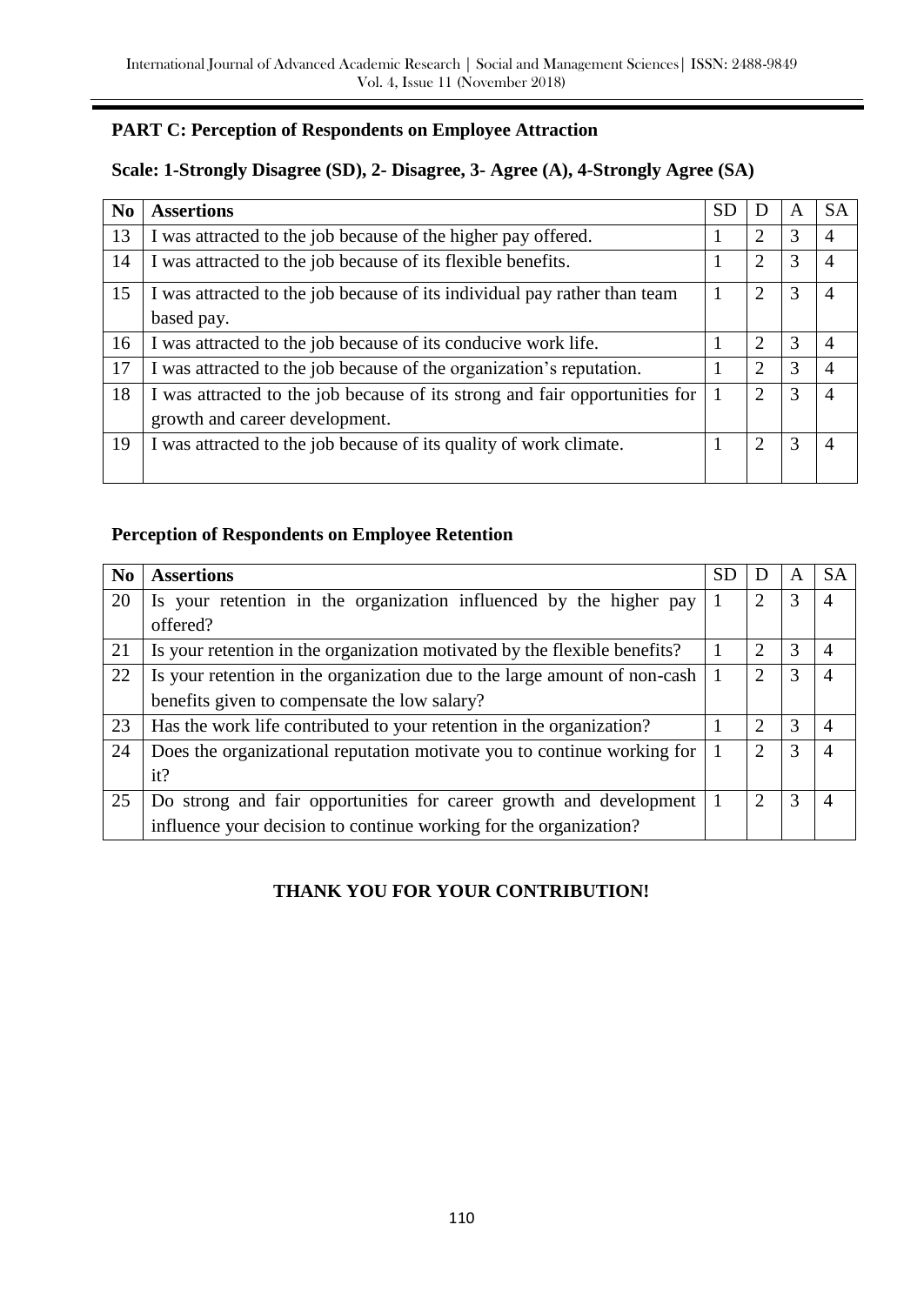**PART C: Perception of Respondents on Employee Attraction**

**Scale: 1-Strongly Disagree (SD), 2- Disagree, 3- Agree (A), 4-Strongly Agree (SA)**

| No | Assertions | SD | D | A | SA |
|---|---|---|---|---|---|
| 13 | I was attracted to the job because of the higher pay offered. | 1 | 2 | 3 | 4 |
| 14 | I was attracted to the job because of its flexible benefits. | 1 | 2 | 3 | 4 |
| 15 | I was attracted to the job because of its individual pay rather than team based pay. | 1 | 2 | 3 | 4 |
| 16 | I was attracted to the job because of its conducive work life. | 1 | 2 | 3 | 4 |
| 17 | I was attracted to the job because of the organization's reputation. | 1 | 2 | 3 | 4 |
| 18 | I was attracted to the job because of its strong and fair opportunities for growth and career development. | 1 | 2 | 3 | 4 |
| 19 | I was attracted to the job because of its quality of work climate. | 1 | 2 | 3 | 4 |

**Perception of Respondents on Employee Retention**

| No | Assertions | SD | D | A | SA |
|---|---|---|---|---|---|
| 20 | Is your retention in the organization influenced by the higher pay offered? | 1 | 2 | 3 | 4 |
| 21 | Is your retention in the organization motivated by the flexible benefits? | 1 | 2 | 3 | 4 |
| 22 | Is your retention in the organization due to the large amount of non-cash benefits given to compensate the low salary? | 1 | 2 | 3 | 4 |
| 23 | Has the work life contributed to your retention in the organization? | 1 | 2 | 3 | 4 |
| 24 | Does the organizational reputation motivate you to continue working for it? | 1 | 2 | 3 | 4 |
| 25 | Do strong and fair opportunities for career growth and development influence your decision to continue working for the organization? | 1 | 2 | 3 | 4 |

**THANK YOU FOR YOUR CONTRIBUTION!**